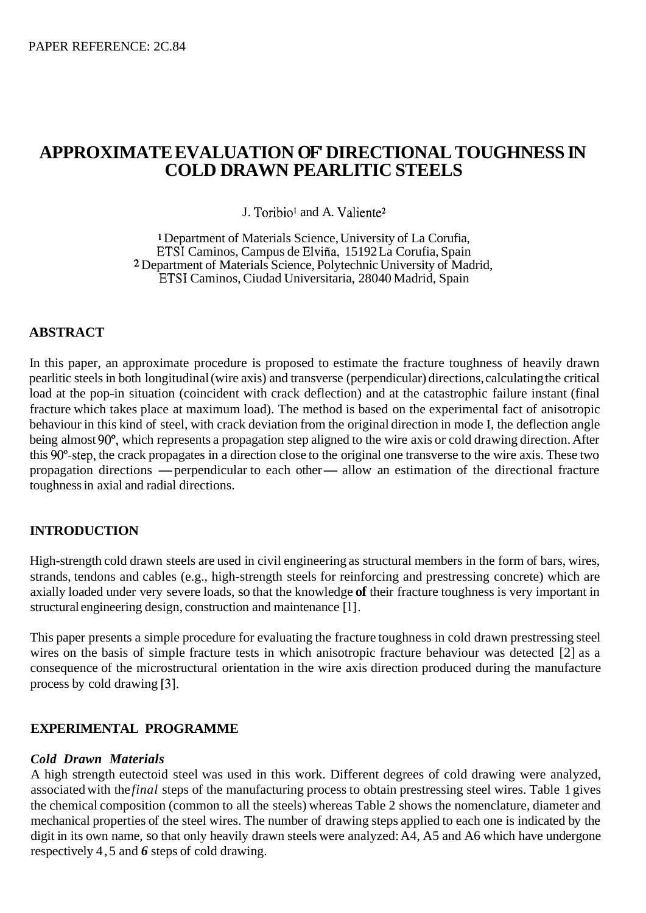PAPER REFERENCE: 2C.84

# APPROXIMATE EVALUATION OF' DIRECTIONAL TOUGHNESS IN COLD DRAWN PEARLITIC STEELS

J. Toribio[1] and A. Valiente[2]

[1] Department of Materials Science, University of La Corufia, ETSI Caminos, Campus de Elviña, 15192 La Corufia, Spain
[2] Department of Materials Science, Polytechnic University of Madrid, ETSI Caminos, Ciudad Universitaria, 28040 Madrid, Spain

## ABSTRACT

In this paper, an approximate procedure is proposed to estimate the fracture toughness of heavily drawn pearlitic steels in both longitudinal (wire axis) and transverse (perpendicular) directions, calculating the critical load at the pop-in situation (coincident with crack deflection) and at the catastrophic failure instant (final fracture which takes place at maximum load). The method is based on the experimental fact of anisotropic behaviour in this kind of steel, with crack deviation from the original direction in mode I, the deflection angle being almost 90º, which represents a propagation step aligned to the wire axis or cold drawing direction. After this 90º-step, the crack propagates in a direction close to the original one transverse to the wire axis. These two propagation directions —perpendicular to each other— allow an estimation of the directional fracture toughness in axial and radial directions.

## INTRODUCTION

High-strength cold drawn steels are used in civil engineering as structural members in the form of bars, wires, strands, tendons and cables (e.g., high-strength steels for reinforcing and prestressing concrete) which are axially loaded under very severe loads, so that the knowledge **of** their fracture toughness is very important in structural engineering design, construction and maintenance [1].

This paper presents a simple procedure for evaluating the fracture toughness in cold drawn prestressing steel wires on the basis of simple fracture tests in which anisotropic fracture behaviour was detected [2] as a consequence of the microstructural orientation in the wire axis direction produced during the manufacture process by cold drawing [3].

## EXPERIMENTAL PROGRAMME

### *Cold Drawn Materials*

A high strength eutectoid steel was used in this work. Different degrees of cold drawing were analyzed, associated with the *final* steps of the manufacturing process to obtain prestressing steel wires. Table 1 gives the chemical composition (common to all the steels) whereas Table 2 shows the nomenclature, diameter and mechanical properties of the steel wires. The number of drawing steps applied to each one is indicated by the digit in its own name, so that only heavily drawn steels were analyzed: A4, A5 and A6 which have undergone respectively 4, 5 and ***6*** steps of cold drawing.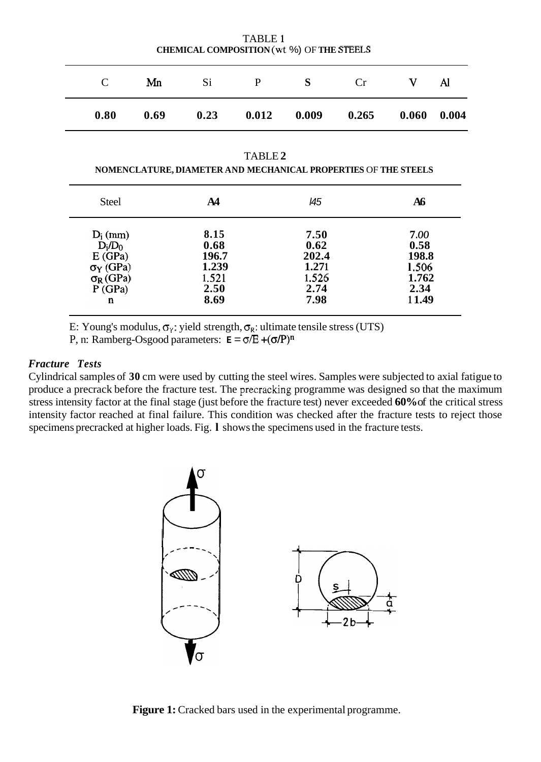TABLE 1

**CHEMICAL COMPOSITION (wt %) OF THE STEELS**

| C | Mn | Si | P | S | Cr | V | Al |
|---|---|---|---|---|---|---|---|
| **0.80** | **0.69** | **0.23** | **0.012** | **0.009** | **0.265** | **0.060** | **0.004** |

TABLE **2**

**NOMENCLATURE, DIAMETER AND MECHANICAL PROPERTIES OF THE STEELS**

| Steel | A4 | A5 | A6 |
|---|---|---|---|
| $D_i$ (mm) | **8.15** | **7.50** | 7.00 |
| $D_i/D_0$ | **0.68** | **0.62** | **0.58** |
| E (GPa) | **196.7** | **202.4** | **198.8** |
| $\sigma_Y$ (GPa) | **1.239** | **1.271** | 1.506 |
| $\sigma_R$ (GPa) | 1.521 | 1.526 | **1.762** |
| P (GPa) | **2.50** | **2.74** | **2.34** |
| n | **8.69** | **7.98** | **11.49** |

E: Young's modulus, $\sigma_Y$: yield strength, $\sigma_R$: ultimate tensile stress (UTS)

P, n: Ramberg-Osgood parameters: $\varepsilon = \sigma/E + (\sigma/P)^n$

### *Fracture Tests*

Cylindrical samples of **30** cm were used by cutting the steel wires. Samples were subjected to axial fatigue to produce a precrack before the fracture test. The precracking programme was designed so that the maximum stress intensity factor at the final stage (just before the fracture test) never exceeded **60%** of the critical stress intensity factor reached at final failure. This condition was checked after the fracture tests to reject those specimens precracked at higher loads. Fig. **1** shows the specimens used in the fracture tests.

**Figure 1:** Cracked bars used in the experimental programme.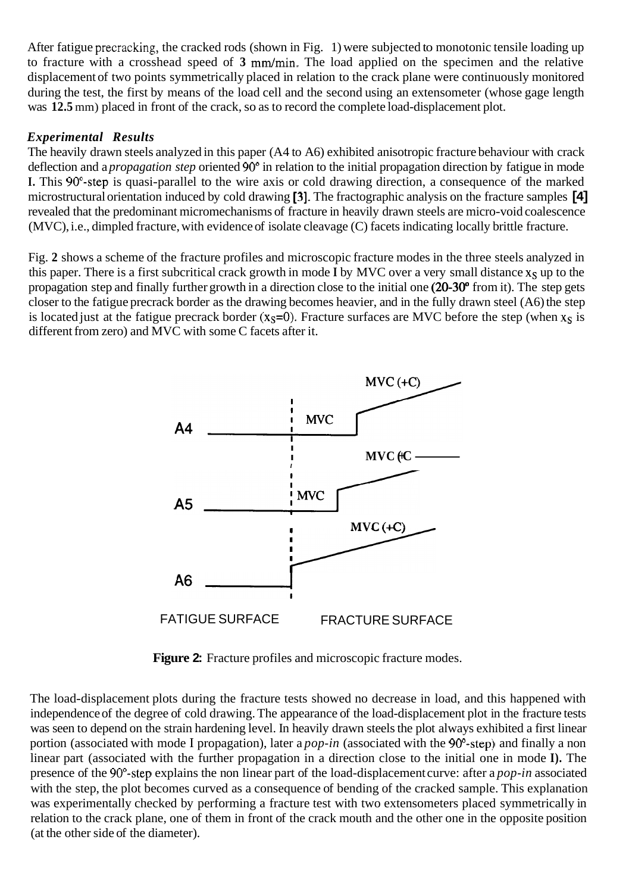After fatigue precracking, the cracked rods (shown in Fig. 1) were subjected to monotonic tensile loading up to fracture with a crosshead speed of **3** mm/min. The load applied on the specimen and the relative displacement of two points symmetrically placed in relation to the crack plane were continuously monitored during the test, the first by means of the load cell and the second using an extensometer (whose gage length was **12.5** mm) placed in front of the crack, so as to record the complete load-displacement plot.

### *Experimental Results*

The heavily drawn steels analyzed in this paper (A4 to A6) exhibited anisotropic fracture behaviour with crack deflection and a *propagation step* oriented 90° in relation to the initial propagation direction by fatigue in mode **I.** This 90°-step is quasi-parallel to the wire axis or cold drawing direction, a consequence of the marked microstructural orientation induced by cold drawing **[3]**. The fractographic analysis on the fracture samples **[4]** revealed that the predominant micromechanisms of fracture in heavily drawn steels are micro-void coalescence (MVC), i.e., dimpled fracture, with evidence of isolate cleavage (C) facets indicating locally brittle fracture.

Fig. **2** shows a scheme of the fracture profiles and microscopic fracture modes in the three steels analyzed in this paper. There is a first subcritical crack growth in mode **I** by MVC over a very small distance $x_S$ up to the propagation step and finally further growth in a direction close to the initial one **(20-30°** from it). The step gets closer to the fatigue precrack border as the drawing becomes heavier, and in the fully drawn steel (A6) the step is located just at the fatigue precrack border ($x_S=0$). Fracture surfaces are MVC before the step (when $x_S$ is different from zero) and MVC with some C facets after it.

**Figure 2:** Fracture profiles and microscopic fracture modes.

The load-displacement plots during the fracture tests showed no decrease in load, and this happened with independence of the degree of cold drawing. The appearance of the load-displacement plot in the fracture tests was seen to depend on the strain hardening level. In heavily drawn steels the plot always exhibited a first linear portion (associated with mode I propagation), later a *pop-in* (associated with the 90°-step) and finally a non linear part (associated with the further propagation in a direction close to the initial one in mode **I).** The presence of the 90°-step explains the non linear part of the load-displacement curve: after a *pop-in* associated with the step, the plot becomes curved as a consequence of bending of the cracked sample. This explanation was experimentally checked by performing a fracture test with two extensometers placed symmetrically in relation to the crack plane, one of them in front of the crack mouth and the other one in the opposite position (at the other side of the diameter).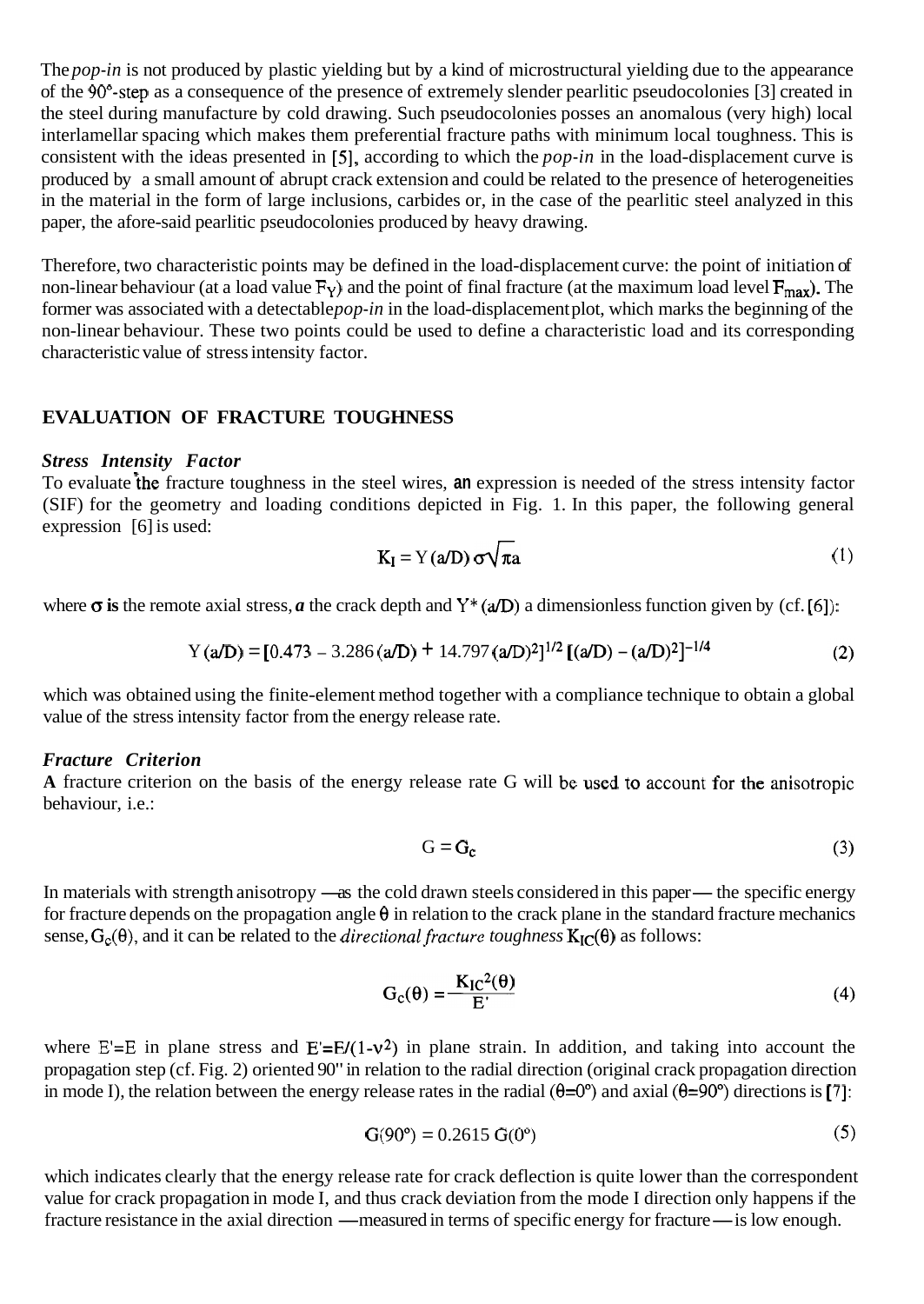The *pop-in* is not produced by plastic yielding but by a kind of microstructural yielding due to the appearance of the 90°-step as a consequence of the presence of extremely slender pearlitic pseudocolonies [3] created in the steel during manufacture by cold drawing. Such pseudocolonies posses an anomalous (very high) local interlamellar spacing which makes them preferential fracture paths with minimum local toughness. This is consistent with the ideas presented in [5], according to which the *pop-in* in the load-displacement curve is produced by a small amount of abrupt crack extension and could be related to the presence of heterogeneities in the material in the form of large inclusions, carbides or, in the case of the pearlitic steel analyzed in this paper, the afore-said pearlitic pseudocolonies produced by heavy drawing.

Therefore, two characteristic points may be defined in the load-displacement curve: the point of initiation of non-linear behaviour (at a load value $F_Y$) and the point of final fracture (at the maximum load level $F_{max}$). The former was associated with a detectable *pop-in* in the load-displacement plot, which marks the beginning of the non-linear behaviour. These two points could be used to define a characteristic load and its corresponding characteristic value of stress intensity factor.

## EVALUATION OF FRACTURE TOUGHNESS

### *Stress Intensity Factor*

To evaluate the fracture toughness in the steel wires, an expression is needed of the stress intensity factor (SIF) for the geometry and loading conditions depicted in Fig. 1. In this paper, the following general expression [6] is used:

$$K_I = Y(a/D)\,\sigma\sqrt{\pi a} \tag{1}$$

where $\sigma$ **is** the remote axial stress, $a$ the crack depth and $Y^*(a/D)$ a dimensionless function given by (cf. [6]):

$$Y(a/D) = [0.473 - 3.286\,(a/D) + 14.797\,(a/D)^2]^{1/2}\,[(a/D) - (a/D)^2]^{-1/4} \tag{2}$$

which was obtained using the finite-element method together with a compliance technique to obtain a global value of the stress intensity factor from the energy release rate.

### *Fracture Criterion*

**A** fracture criterion on the basis of the energy release rate G will be used to account for the anisotropic behaviour, i.e.:

$$G = G_c \tag{3}$$

In materials with strength anisotropy —as the cold drawn steels considered in this paper— the specific energy for fracture depends on the propagation angle $\theta$ in relation to the crack plane in the standard fracture mechanics sense, $G_c(\theta)$, and it can be related to the *directional fracture toughness* $K_{IC}(\theta)$ as follows:

$$G_c(\theta) = \frac{K_{IC}^2(\theta)}{E'} \tag{4}$$

where $E'=E$ in plane stress and $E'=E/(1-\nu^2)$ in plane strain. In addition, and taking into account the propagation step (cf. Fig. 2) oriented 90" in relation to the radial direction (original crack propagation direction in mode I), the relation between the energy release rates in the radial ($\theta=0°$) and axial ($\theta=90°$) directions is [7]:

$$G(90°) = 0.2615\; G(0°) \tag{5}$$

which indicates clearly that the energy release rate for crack deflection is quite lower than the correspondent value for crack propagation in mode I, and thus crack deviation from the mode I direction only happens if the fracture resistance in the axial direction —measured in terms of specific energy for fracture— is low enough.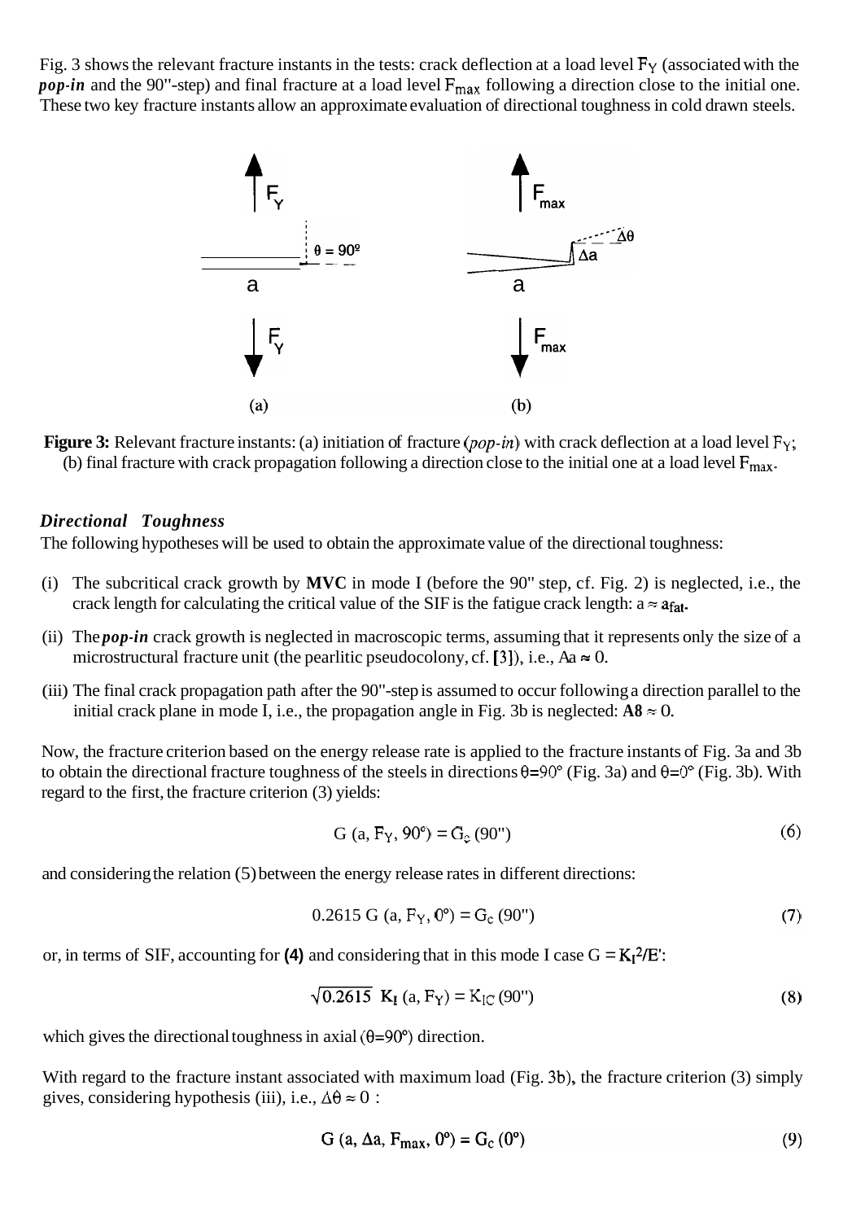Fig. 3 shows the relevant fracture instants in the tests: crack deflection at a load level $F_Y$ (associated with the ***pop-in*** and the 90°-step) and final fracture at a load level $F_{max}$ following a direction close to the initial one. These two key fracture instants allow an approximate evaluation of directional toughness in cold drawn steels.

**Figure 3:** Relevant fracture instants: (a) initiation of fracture (*pop-in*) with crack deflection at a load level $F_Y$; (b) final fracture with crack propagation following a direction close to the initial one at a load level $F_{max}$.

### *Directional Toughness*

The following hypotheses will be used to obtain the approximate value of the directional toughness:

(i) The subcritical crack growth by **MVC** in mode I (before the 90° step, cf. Fig. 2) is neglected, i.e., the crack length for calculating the critical value of the SIF is the fatigue crack length: $a \approx a_{fat}$.

(ii) The ***pop-in*** crack growth is neglected in macroscopic terms, assuming that it represents only the size of a microstructural fracture unit (the pearlitic pseudocolony, cf. [3]), i.e., $\Delta a \approx 0$.

(iii) The final crack propagation path after the 90°-step is assumed to occur following a direction parallel to the initial crack plane in mode I, i.e., the propagation angle in Fig. 3b is neglected: $\Delta\theta \approx 0$.

Now, the fracture criterion based on the energy release rate is applied to the fracture instants of Fig. 3a and 3b to obtain the directional fracture toughness of the steels in directions $\theta=90°$ (Fig. 3a) and $\theta=0°$ (Fig. 3b). With regard to the first, the fracture criterion (3) yields:

$$G\,(a, F_Y, 90°) = G_c\,(90°) \tag{6}$$

and considering the relation (5) between the energy release rates in different directions:

$$0.2615\; G\,(a, F_Y, 0°) = G_c\,(90°) \tag{7}$$

or, in terms of SIF, accounting for **(4)** and considering that in this mode I case $G = K_I^2/E'$:

$$\sqrt{0.2615}\;\; K_I\,(a, F_Y) = K_{IC}\,(90°) \tag{8}$$

which gives the directional toughness in axial ($\theta=90°$) direction.

With regard to the fracture instant associated with maximum load (Fig. 3b), the fracture criterion (3) simply gives, considering hypothesis (iii), i.e., $\Delta\theta \approx 0$ :

$$G\,(a, \Delta a, F_{max}, 0°) = G_c\,(0°) \tag{9}$$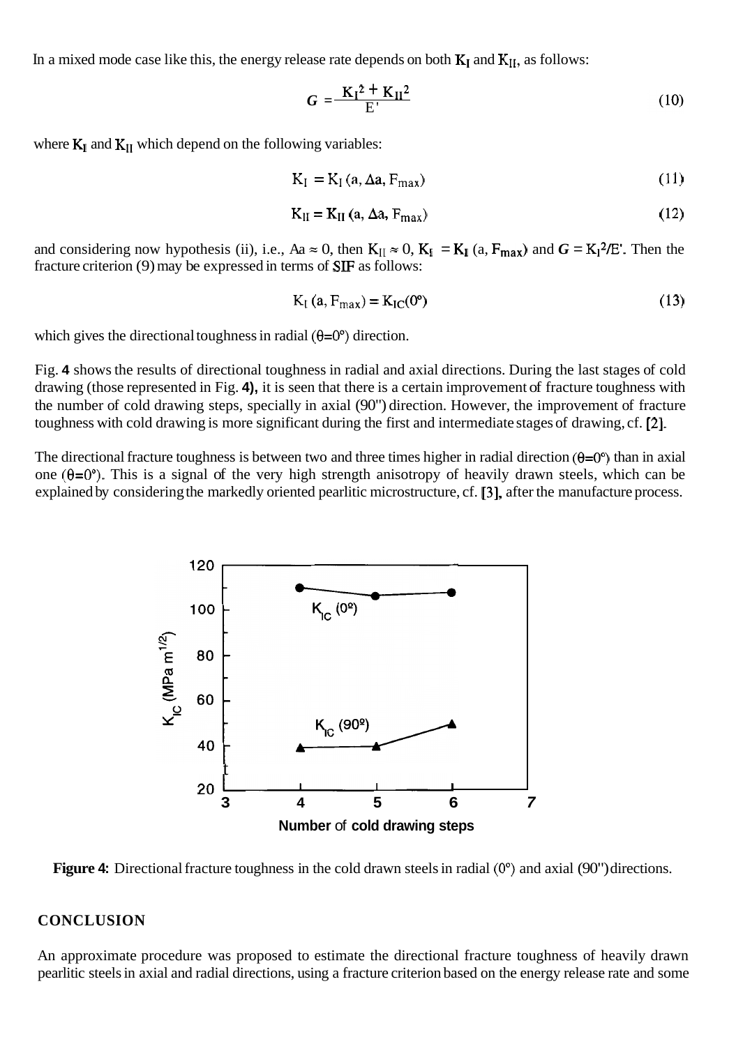In a mixed mode case like this, the energy release rate depends on both $K_I$ and $K_{II}$, as follows:

$$G = \frac{K_I^2 + K_{II}^2}{E'} \tag{10}$$

where $K_I$ and $K_{II}$ which depend on the following variables:

$$K_I = K_I(a, \Delta a, F_{max}) \tag{11}$$

$$K_{II} = K_{II}(a, \Delta a, F_{max}) \tag{12}$$

and considering now hypothesis (ii), i.e., $\Delta a \approx 0$, then $K_{II} \approx 0$, $K_I = K_I(a, F_{max})$ and $G = K_I^2/E'$. Then the fracture criterion (9) may be expressed in terms of SIF as follows:

$$K_I(a, F_{max}) = K_{IC}(0°) \tag{13}$$

which gives the directional toughness in radial ($\theta$=0°) direction.

Fig. **4** shows the results of directional toughness in radial and axial directions. During the last stages of cold drawing (those represented in Fig. **4),** it is seen that there is a certain improvement of fracture toughness with the number of cold drawing steps, specially in axial (90") direction. However, the improvement of fracture toughness with cold drawing is more significant during the first and intermediate stages of drawing, cf. [2].

The directional fracture toughness is between two and three times higher in radial direction ($\theta$=0°) than in axial one ($\theta$=0°). This is a signal of the very high strength anisotropy of heavily drawn steels, which can be explained by considering the markedly oriented pearlitic microstructure, cf. [3], after the manufacture process.

**Figure 4:** Directional fracture toughness in the cold drawn steels in radial (0°) and axial (90") directions.

## CONCLUSION

An approximate procedure was proposed to estimate the directional fracture toughness of heavily drawn pearlitic steels in axial and radial directions, using a fracture criterion based on the energy release rate and some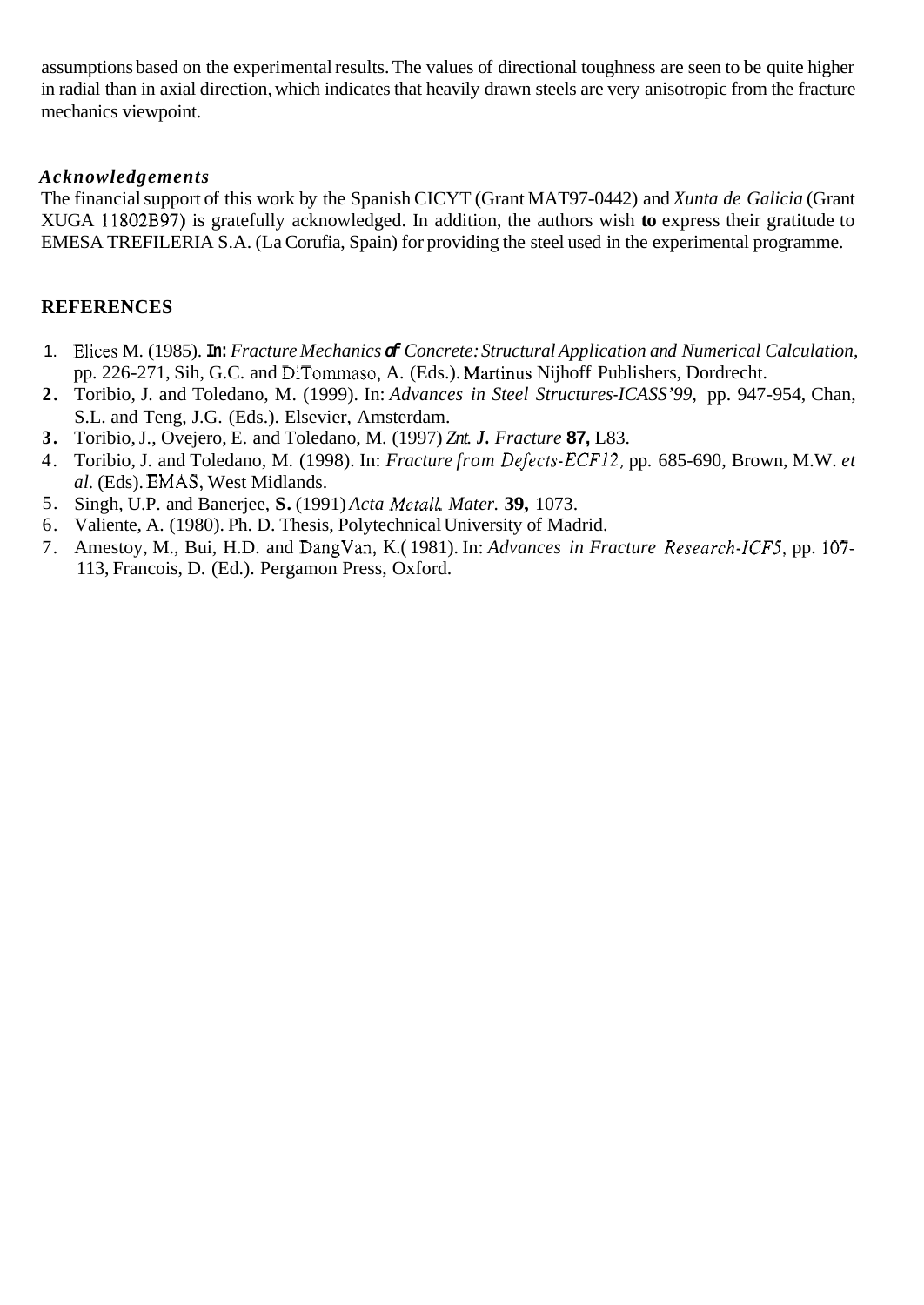assumptions based on the experimental results. The values of directional toughness are seen to be quite higher in radial than in axial direction, which indicates that heavily drawn steels are very anisotropic from the fracture mechanics viewpoint.

### *Acknowledgements*

The financial support of this work by the Spanish CICYT (Grant MAT97-0442) and *Xunta de Galicia* (Grant XUGA 11802B97) is gratefully acknowledged. In addition, the authors wish **to** express their gratitude to EMESA TREFILERIA S.A. (La Corufia, Spain) for providing the steel used in the experimental programme.

## REFERENCES

1. Elices M. (1985). **In:** *Fracture Mechanics* ***of*** *Concrete: Structural Application and Numerical Calculation*, pp. 226-271, Sih, G.C. and DiTommaso, A. (Eds.). Martinus Nijhoff Publishers, Dordrecht.
2. Toribio, J. and Toledano, M. (1999). In: *Advances in Steel Structures-ICASS'99*, pp. 947-954, Chan, S.L. and Teng, J.G. (Eds.). Elsevier, Amsterdam.
3. Toribio, J., Ovejero, E. and Toledano, M. (1997) *Znt. J. Fracture* **87,** L83.
4. Toribio, J. and Toledano, M. (1998). In: *Fracture from Defects-ECF12*, pp. 685-690, Brown, M.W. *et al.* (Eds). EMAS, West Midlands.
5. Singh, U.P. and Banerjee, **S.** (1991) *Acta Metall. Mater.* **39,** 1073.
6. Valiente, A. (1980). Ph. D. Thesis, Polytechnical University of Madrid.
7. Amestoy, M., Bui, H.D. and DangVan, K.( 1981). In: *Advances in Fracture Research-ICF5*, pp. 107-113, Francois, D. (Ed.). Pergamon Press, Oxford.